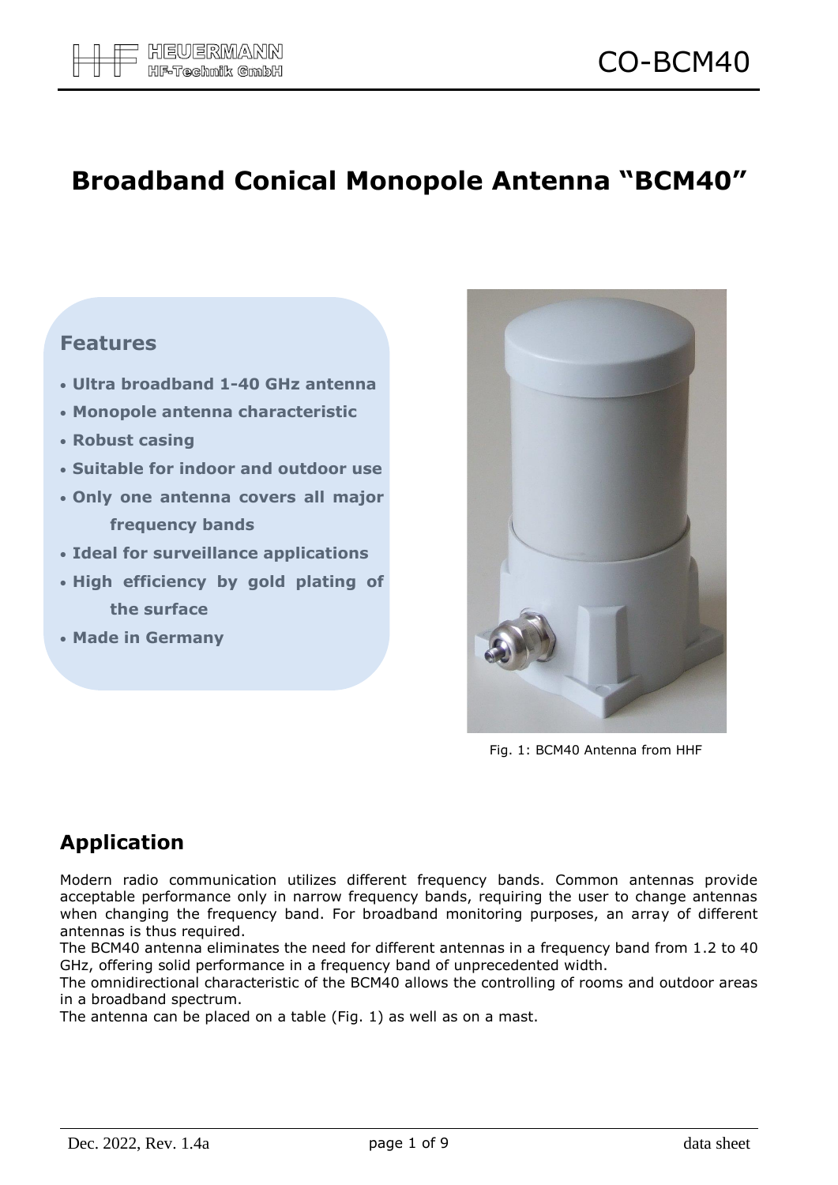# Broadband Conical Monopole Antenna "BCM40"

## Features

- **Ultra broadband 1-40 GHz antenna**
- **Monopole antenna characteristic**
- **Robust casing**
- **Suitable for indoor and outdoor use**
- **Only one antenna covers all major frequency bands**
- **Ideal for surveillance applications**
- **High efficiency by gold plating of the surface**
- **Made in Germany**

Fig. 1: BCM40 Antenna from HHF

## Application

Modern radio communication utilizes different frequency bands. Common antennas provide acceptable performance only in narrow frequency bands, requiring the user to change antennas when changing the frequency band. For broadband monitoring purposes, an array of different antennas is thus required.

The BCM40 antenna eliminates the need for different antennas in a frequency band from 1.2 to 40 GHz, offering solid performance in a frequency band of unprecedented width.

The omnidirectional characteristic of the BCM40 allows the controlling of rooms and outdoor areas in a broadband spectrum.

The antenna can be placed on a table (Fig. 1) as well as on a mast.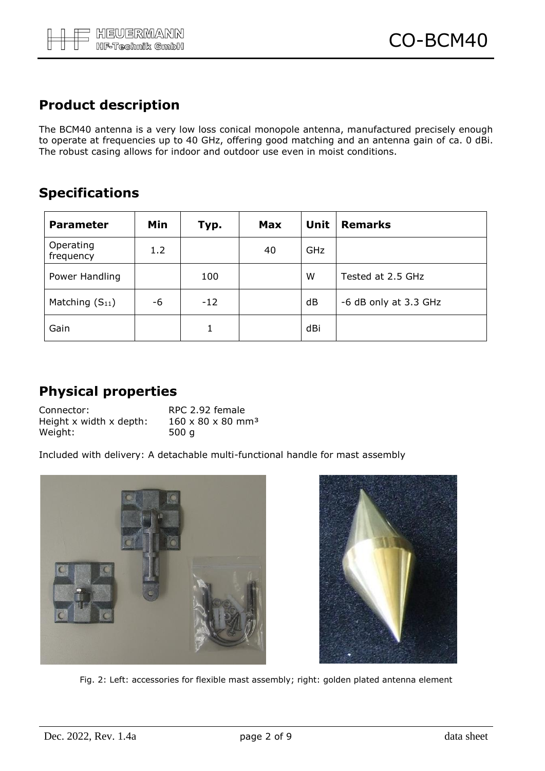## Product description

The BCM40 antenna is a very low loss conical monopole antenna, manufactured precisely enough to operate at frequencies up to 40 GHz, offering good matching and an antenna gain of ca. 0 dBi. The robust casing allows for indoor and outdoor use even in moist conditions.

## Specifications

| Parameter | Min | Typ. | Max | Unit | Remarks |
|---|---|---|---|---|---|
| Operating frequency | 1.2 | | 40 | GHz | |
| Power Handling | | 100 | | W | Tested at 2.5 GHz |
| Matching ($S_{11}$) | -6 | -12 | | dB | -6 dB only at 3.3 GHz |
| Gain | | 1 | | dBi | |

## Physical properties

Connector: RPC 2.92 female
Height x width x depth: 160 x 80 x 80 mm³
Weight: 500 g

Included with delivery: A detachable multi-functional handle for mast assembly

Fig. 2: Left: accessories for flexible mast assembly; right: golden plated antenna element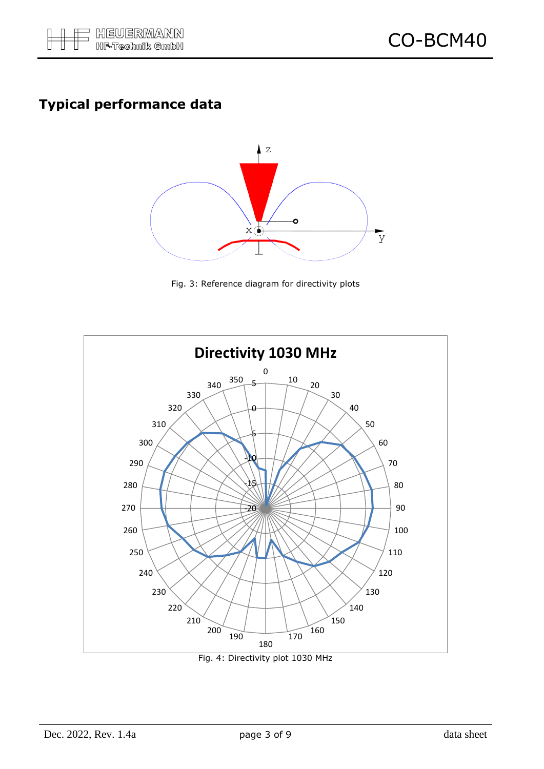## Typical performance data

Fig. 3: Reference diagram for directivity plots

Fig. 4: Directivity plot 1030 MHz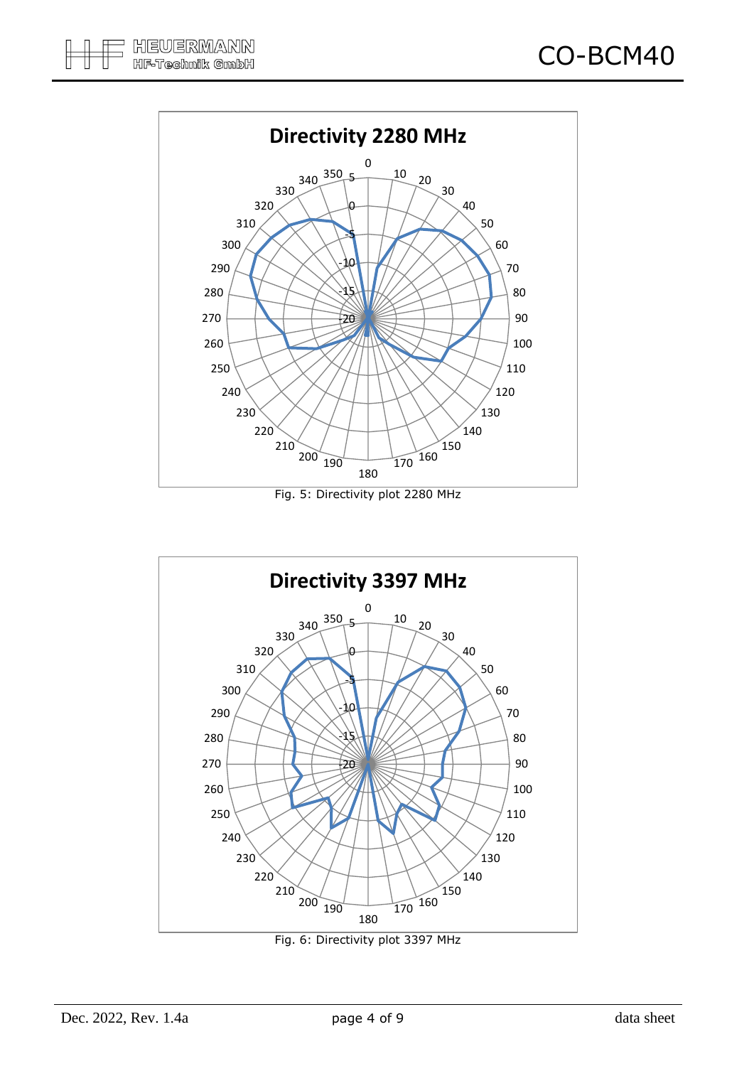Fig. 5: Directivity plot 2280 MHz

Fig. 6: Directivity plot 3397 MHz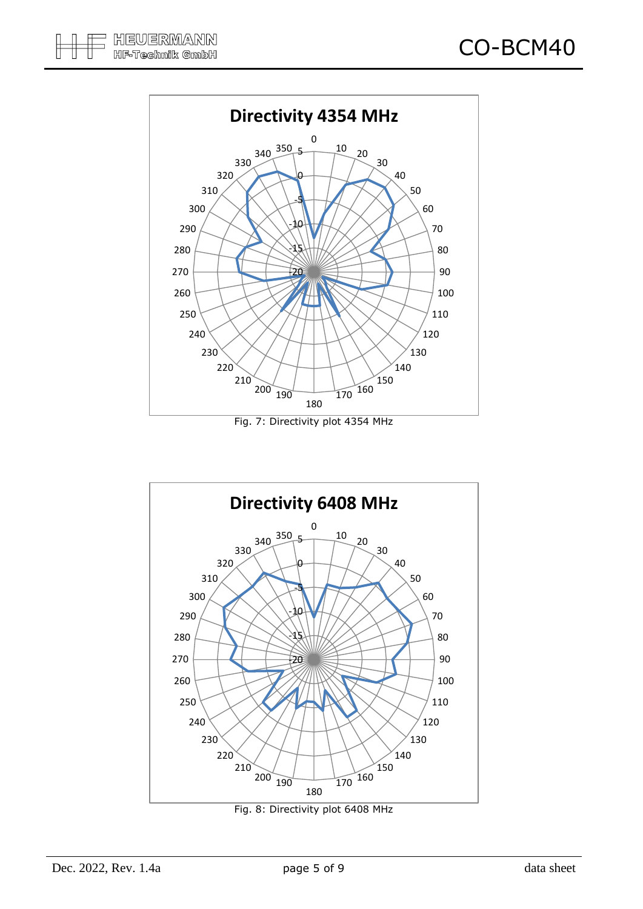**Directivity 4354 MHz**

Fig. 7: Directivity plot 4354 MHz

**Directivity 6408 MHz**

Fig. 8: Directivity plot 6408 MHz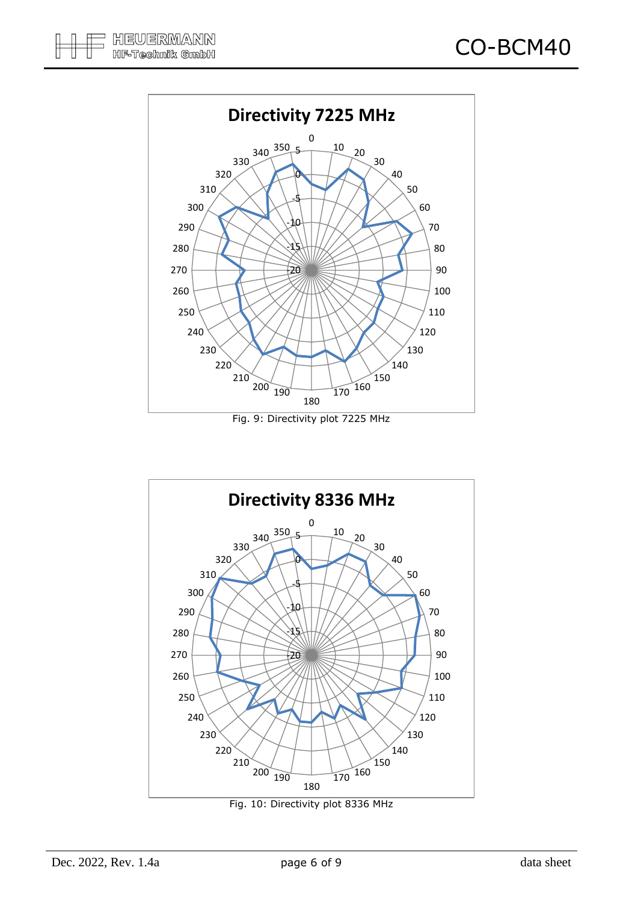Fig. 9: Directivity plot 7225 MHz

Fig. 10: Directivity plot 8336 MHz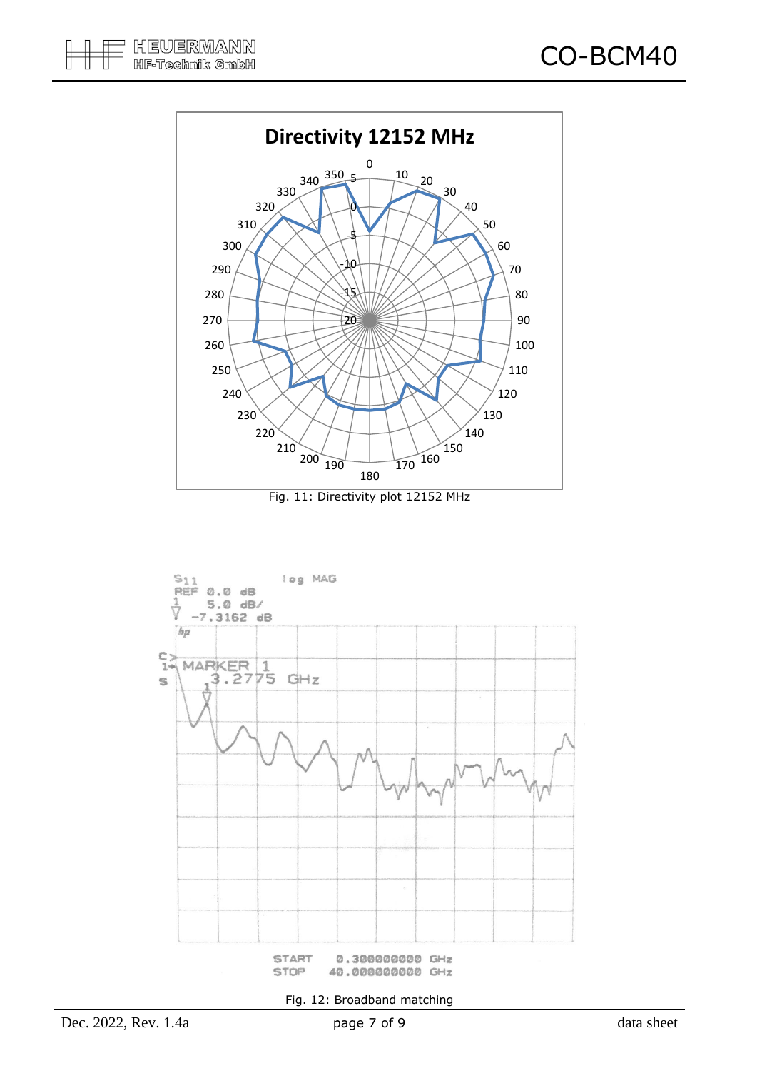Fig. 11: Directivity plot 12152 MHz

Fig. 12: Broadband matching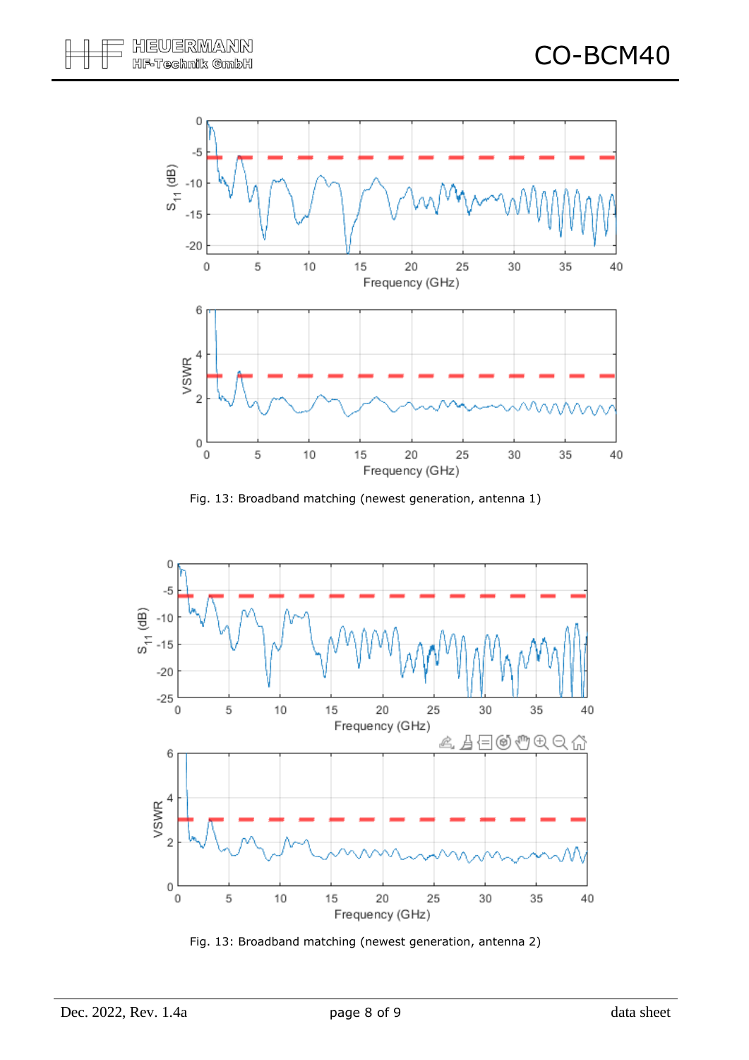Fig. 13: Broadband matching (newest generation, antenna 1)

Fig. 13: Broadband matching (newest generation, antenna 2)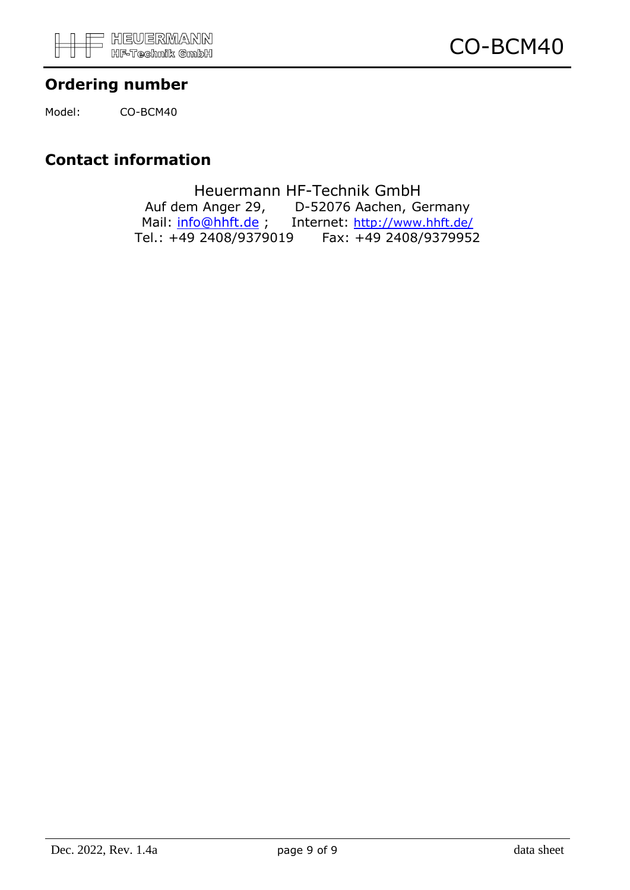## Ordering number

Model: CO-BCM40

## Contact information

Heuermann HF-Technik GmbH
Auf dem Anger 29, D-52076 Aachen, Germany
Mail: info@hhft.de ; Internet: http://www.hhft.de/
Tel.: +49 2408/9379019 Fax: +49 2408/9379952